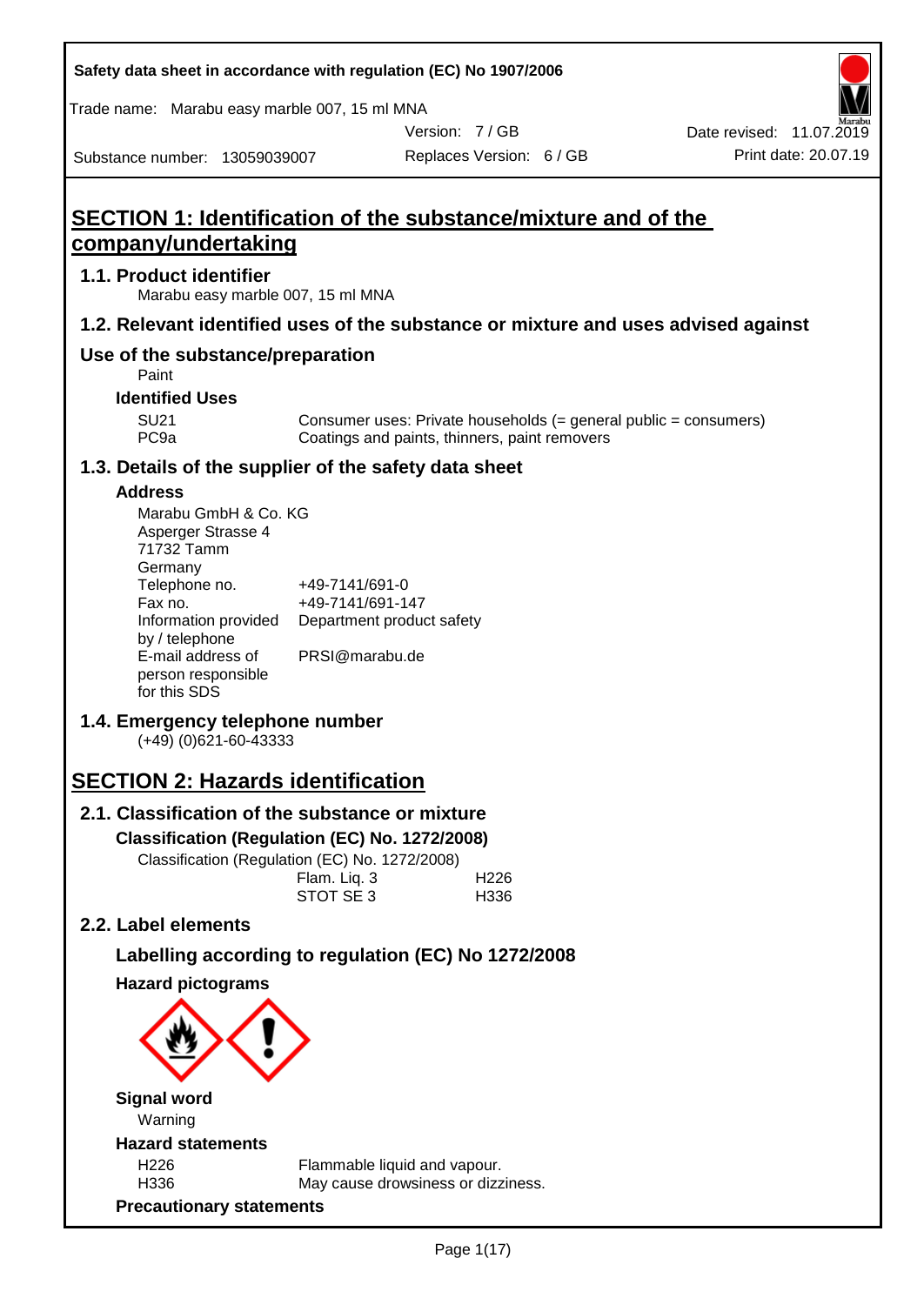Safety data sheet in accordance with regulation (EC) No 1907/2006

Trade name: Marabu easy marble 007, 15 ml MNA

Version: 7 / GB

Date revised: 11.07.2019

Substance number: 13059039007

Replaces Version: 6 / GB

Print date: 20.07.19

# SECTION 1: Identification of the substance/mixture and of the company/undertaking

## 1.1. Product identifier

Marabu easy marble 007, 15 ml MNA

## 1.2. Relevant identified uses of the substance or mixture and uses advised against

## Use of the substance/preparation

Paint

### Identified Uses

| | |
|---|---|
| SU21 | Consumer uses: Private households (= general public = consumers) |
| PC9a | Coatings and paints, thinners, paint removers |

## 1.3. Details of the supplier of the safety data sheet

### Address

Marabu GmbH & Co. KG
Asperger Strasse 4
71732 Tamm
Germany

| | |
|---|---|
| Telephone no. | +49-7141/691-0 |
| Fax no. | +49-7141/691-147 |
| Information provided by / telephone | Department product safety |
| E-mail address of person responsible for this SDS | PRSI@marabu.de |

## 1.4. Emergency telephone number

(+49) (0)621-60-43333

# SECTION 2: Hazards identification

## 2.1. Classification of the substance or mixture

### Classification (Regulation (EC) No. 1272/2008)

Classification (Regulation (EC) No. 1272/2008)

| | |
|---|---|
| Flam. Liq. 3 | H226 |
| STOT SE 3 | H336 |

## 2.2. Label elements

### Labelling according to regulation (EC) No 1272/2008

### Hazard pictograms

### Signal word

Warning

### Hazard statements

| | |
|---|---|
| H226 | Flammable liquid and vapour. |
| H336 | May cause drowsiness or dizziness. |

### Precautionary statements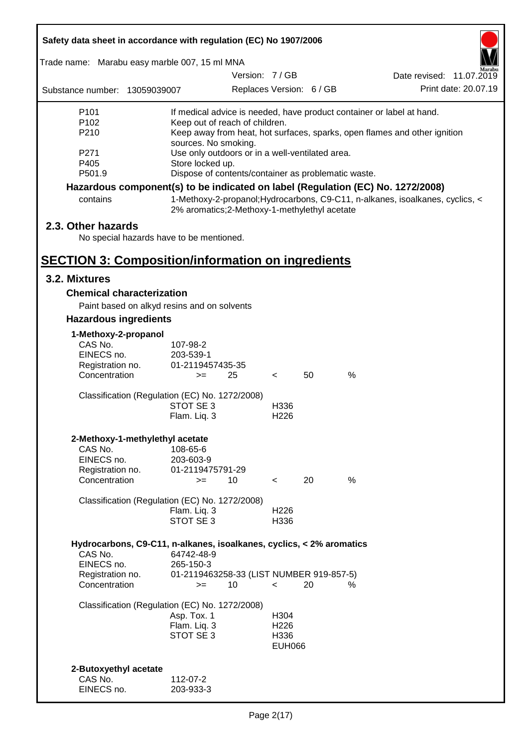| | |
|---|---|
| P101 | If medical advice is needed, have product container or label at hand. |
| P102 | Keep out of reach of children. |
| P210 | Keep away from heat, hot surfaces, sparks, open flames and other ignition sources. No smoking. |
| P271 | Use only outdoors or in a well-ventilated area. |
| P405 | Store locked up. |
| P501.9 | Dispose of contents/container as problematic waste. |

**Hazardous component(s) to be indicated on label (Regulation (EC) No. 1272/2008)**

| | |
|---|---|
| contains | 1-Methoxy-2-propanol;Hydrocarbons, C9-C11, n-alkanes, isoalkanes, cyclics, < 2% aromatics;2-Methoxy-1-methylethyl acetate |

## 2.3. Other hazards

No special hazards have to be mentioned.

# SECTION 3: Composition/information on ingredients

## 3.2. Mixtures

### Chemical characterization

Paint based on alkyd resins and on solvents

### Hazardous ingredients

**1-Methoxy-2-propanol**

| | | | | | |
|---|---|---|---|---|---|
| CAS No. | 107-98-2 | | | | |
| EINECS no. | 203-539-1 | | | | |
| Registration no. | 01-2119457435-35 | | | | |
| Concentration | >= | 25 | < | 50 | % |

Classification (Regulation (EC) No. 1272/2008)

| | |
|---|---|
| STOT SE 3 | H336 |
| Flam. Liq. 3 | H226 |

**2-Methoxy-1-methylethyl acetate**

| | | | | | |
|---|---|---|---|---|---|
| CAS No. | 108-65-6 | | | | |
| EINECS no. | 203-603-9 | | | | |
| Registration no. | 01-2119475791-29 | | | | |
| Concentration | >= | 10 | < | 20 | % |

Classification (Regulation (EC) No. 1272/2008)

| | |
|---|---|
| Flam. Liq. 3 | H226 |
| STOT SE 3 | H336 |

**Hydrocarbons, C9-C11, n-alkanes, isoalkanes, cyclics, < 2% aromatics**

| | | | | | |
|---|---|---|---|---|---|
| CAS No. | 64742-48-9 | | | | |
| EINECS no. | 265-150-3 | | | | |
| Registration no. | 01-2119463258-33 (LIST NUMBER 919-857-5) | | | | |
| Concentration | >= | 10 | < | 20 | % |

Classification (Regulation (EC) No. 1272/2008)

| | |
|---|---|
| Asp. Tox. 1 | H304 |
| Flam. Liq. 3 | H226 |
| STOT SE 3 | H336 |
| | EUH066 |

**2-Butoxyethyl acetate**

| | |
|---|---|
| CAS No. | 112-07-2 |
| EINECS no. | 203-933-3 |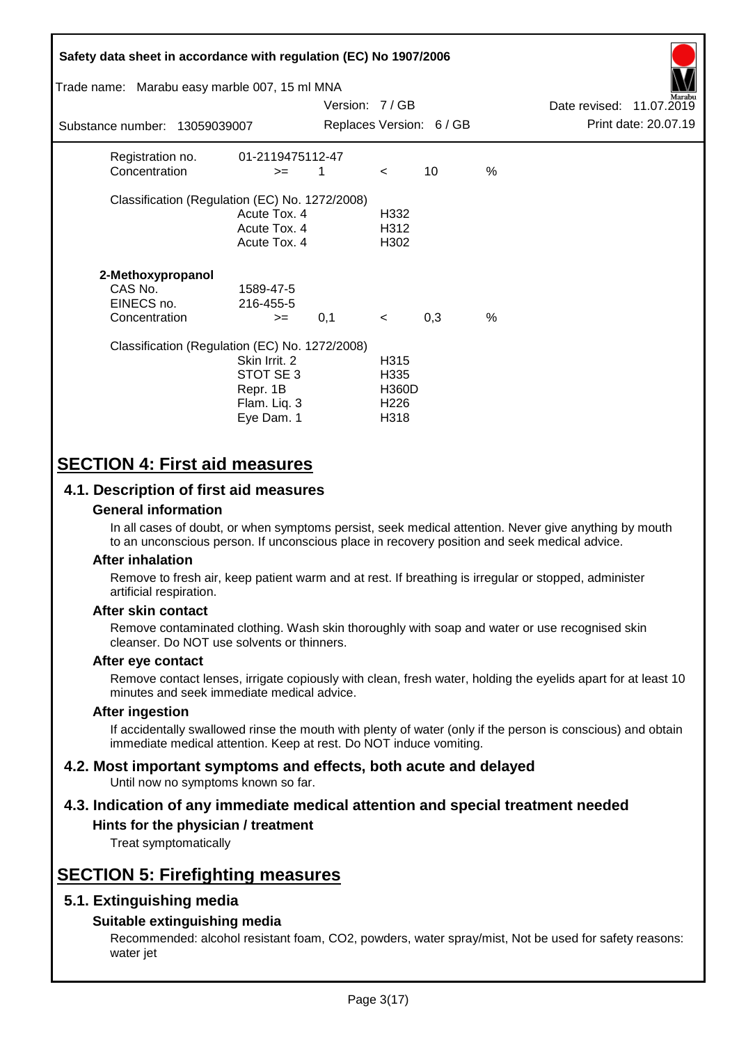| | | | | | |
|---|---|---|---|---|---|
| Registration no. | 01-2119475112-47 | | | | |
| Concentration | >= | 1 | < | 10 | % |

Classification (Regulation (EC) No. 1272/2008)

| | |
|---|---|
| Acute Tox. 4 | H332 |
| Acute Tox. 4 | H312 |
| Acute Tox. 4 | H302 |

**2-Methoxypropanol**

| | | | | | |
|---|---|---|---|---|---|
| CAS No. | 1589-47-5 | | | | |
| EINECS no. | 216-455-5 | | | | |
| Concentration | >= | 0,1 | < | 0,3 | % |

Classification (Regulation (EC) No. 1272/2008)

| | |
|---|---|
| Skin Irrit. 2 | H315 |
| STOT SE 3 | H335 |
| Repr. 1B | H360D |
| Flam. Liq. 3 | H226 |
| Eye Dam. 1 | H318 |

# SECTION 4: First aid measures

## 4.1. Description of first aid measures

### General information

In all cases of doubt, or when symptoms persist, seek medical attention. Never give anything by mouth to an unconscious person. If unconscious place in recovery position and seek medical advice.

### After inhalation

Remove to fresh air, keep patient warm and at rest. If breathing is irregular or stopped, administer artificial respiration.

### After skin contact

Remove contaminated clothing. Wash skin thoroughly with soap and water or use recognised skin cleanser. Do NOT use solvents or thinners.

### After eye contact

Remove contact lenses, irrigate copiously with clean, fresh water, holding the eyelids apart for at least 10 minutes and seek immediate medical advice.

### After ingestion

If accidentally swallowed rinse the mouth with plenty of water (only if the person is conscious) and obtain immediate medical attention. Keep at rest. Do NOT induce vomiting.

## 4.2. Most important symptoms and effects, both acute and delayed

Until now no symptoms known so far.

## 4.3. Indication of any immediate medical attention and special treatment needed

### Hints for the physician / treatment

Treat symptomatically

# SECTION 5: Firefighting measures

## 5.1. Extinguishing media

### Suitable extinguishing media

Recommended: alcohol resistant foam, CO2, powders, water spray/mist, Not be used for safety reasons: water jet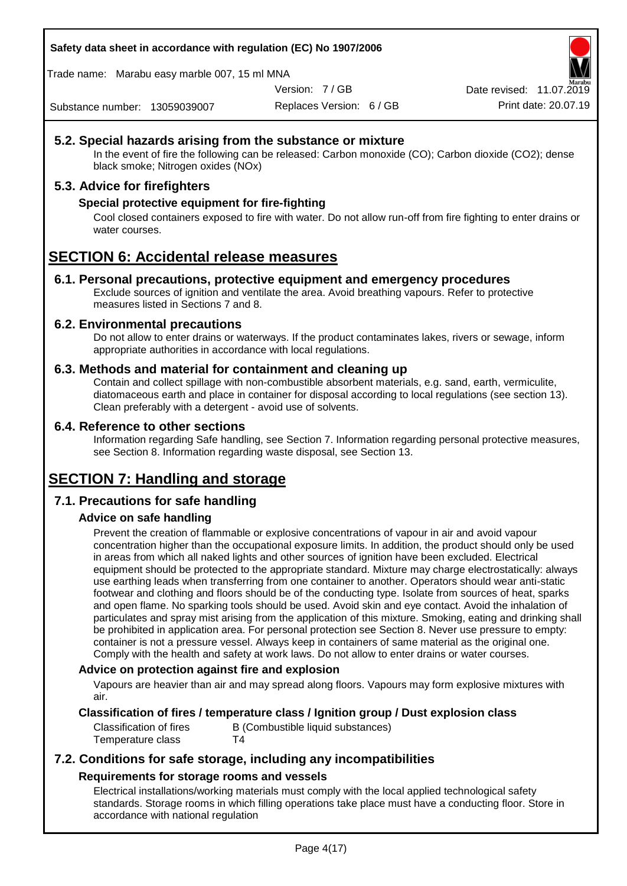## 5.2. Special hazards arising from the substance or mixture

In the event of fire the following can be released: Carbon monoxide (CO); Carbon dioxide ($CO_2$); dense black smoke; Nitrogen oxides (NOx)

## 5.3. Advice for firefighters

### Special protective equipment for fire-fighting

Cool closed containers exposed to fire with water. Do not allow run-off from fire fighting to enter drains or water courses.

# SECTION 6: Accidental release measures

## 6.1. Personal precautions, protective equipment and emergency procedures

Exclude sources of ignition and ventilate the area. Avoid breathing vapours. Refer to protective measures listed in Sections 7 and 8.

## 6.2. Environmental precautions

Do not allow to enter drains or waterways. If the product contaminates lakes, rivers or sewage, inform appropriate authorities in accordance with local regulations.

## 6.3. Methods and material for containment and cleaning up

Contain and collect spillage with non-combustible absorbent materials, e.g. sand, earth, vermiculite, diatomaceous earth and place in container for disposal according to local regulations (see section 13). Clean preferably with a detergent - avoid use of solvents.

## 6.4. Reference to other sections

Information regarding Safe handling, see Section 7. Information regarding personal protective measures, see Section 8. Information regarding waste disposal, see Section 13.

# SECTION 7: Handling and storage

## 7.1. Precautions for safe handling

### Advice on safe handling

Prevent the creation of flammable or explosive concentrations of vapour in air and avoid vapour concentration higher than the occupational exposure limits. In addition, the product should only be used in areas from which all naked lights and other sources of ignition have been excluded. Electrical equipment should be protected to the appropriate standard. Mixture may charge electrostatically: always use earthing leads when transferring from one container to another. Operators should wear anti-static footwear and clothing and floors should be of the conducting type. Isolate from sources of heat, sparks and open flame. No sparking tools should be used. Avoid skin and eye contact. Avoid the inhalation of particulates and spray mist arising from the application of this mixture. Smoking, eating and drinking shall be prohibited in application area. For personal protection see Section 8. Never use pressure to empty: container is not a pressure vessel. Always keep in containers of same material as the original one. Comply with the health and safety at work laws. Do not allow to enter drains or water courses.

### Advice on protection against fire and explosion

Vapours are heavier than air and may spread along floors. Vapours may form explosive mixtures with air.

### Classification of fires / temperature class / Ignition group / Dust explosion class

| | |
|---|---|
| Classification of fires | B (Combustible liquid substances) |
| Temperature class | T4 |

## 7.2. Conditions for safe storage, including any incompatibilities

### Requirements for storage rooms and vessels

Electrical installations/working materials must comply with the local applied technological safety standards. Storage rooms in which filling operations take place must have a conducting floor. Store in accordance with national regulation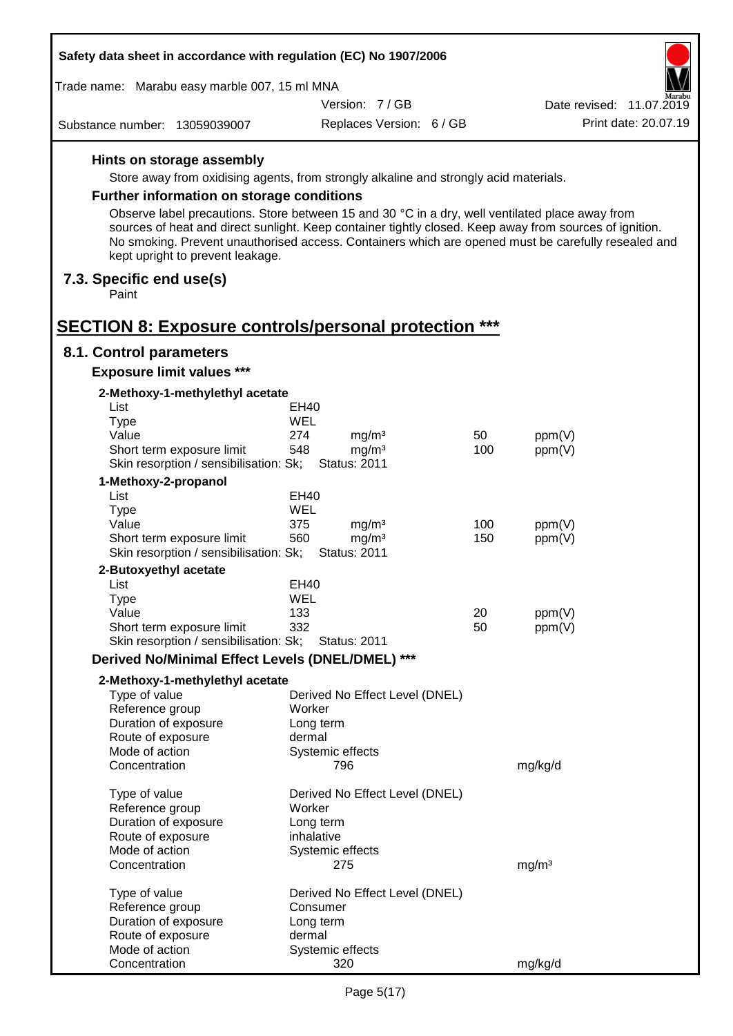### Hints on storage assembly

Store away from oxidising agents, from strongly alkaline and strongly acid materials.

### Further information on storage conditions

Observe label precautions. Store between 15 and 30 °C in a dry, well ventilated place away from sources of heat and direct sunlight. Keep container tightly closed. Keep away from sources of ignition. No smoking. Prevent unauthorised access. Containers which are opened must be carefully resealed and kept upright to prevent leakage.

## 7.3. Specific end use(s)

Paint

# SECTION 8: Exposure controls/personal protection ***

## 8.1. Control parameters

### Exposure limit values ***

**2-Methoxy-1-methylethyl acetate**

| | | | | |
|---|---|---|---|---|
| List | EH40 | | | |
| Type | WEL | | | |
| Value | 274 | mg/m³ | 50 | ppm(V) |
| Short term exposure limit | 548 | mg/m³ | 100 | ppm(V) |
| Skin resorption / sensibilisation: Sk; | Status: 2011 | | | |

**1-Methoxy-2-propanol**

| | | | | |
|---|---|---|---|---|
| List | EH40 | | | |
| Type | WEL | | | |
| Value | 375 | mg/m³ | 100 | ppm(V) |
| Short term exposure limit | 560 | mg/m³ | 150 | ppm(V) |
| Skin resorption / sensibilisation: Sk; | Status: 2011 | | | |

**2-Butoxyethyl acetate**

| | | | | |
|---|---|---|---|---|
| List | EH40 | | | |
| Type | WEL | | | |
| Value | 133 | | 20 | ppm(V) |
| Short term exposure limit | 332 | | 50 | ppm(V) |
| Skin resorption / sensibilisation: Sk; | Status: 2011 | | | |

### Derived No/Minimal Effect Levels (DNEL/DMEL) ***

**2-Methoxy-1-methylethyl acetate**

| | | |
|---|---|---|
| Type of value | Derived No Effect Level (DNEL) | |
| Reference group | Worker | |
| Duration of exposure | Long term | |
| Route of exposure | dermal | |
| Mode of action | Systemic effects | |
| Concentration | 796 | mg/kg/d |

| | | |
|---|---|---|
| Type of value | Derived No Effect Level (DNEL) | |
| Reference group | Worker | |
| Duration of exposure | Long term | |
| Route of exposure | inhalative | |
| Mode of action | Systemic effects | |
| Concentration | 275 | mg/m³ |

| | | |
|---|---|---|
| Type of value | Derived No Effect Level (DNEL) | |
| Reference group | Consumer | |
| Duration of exposure | Long term | |
| Route of exposure | dermal | |
| Mode of action | Systemic effects | |
| Concentration | 320 | mg/kg/d |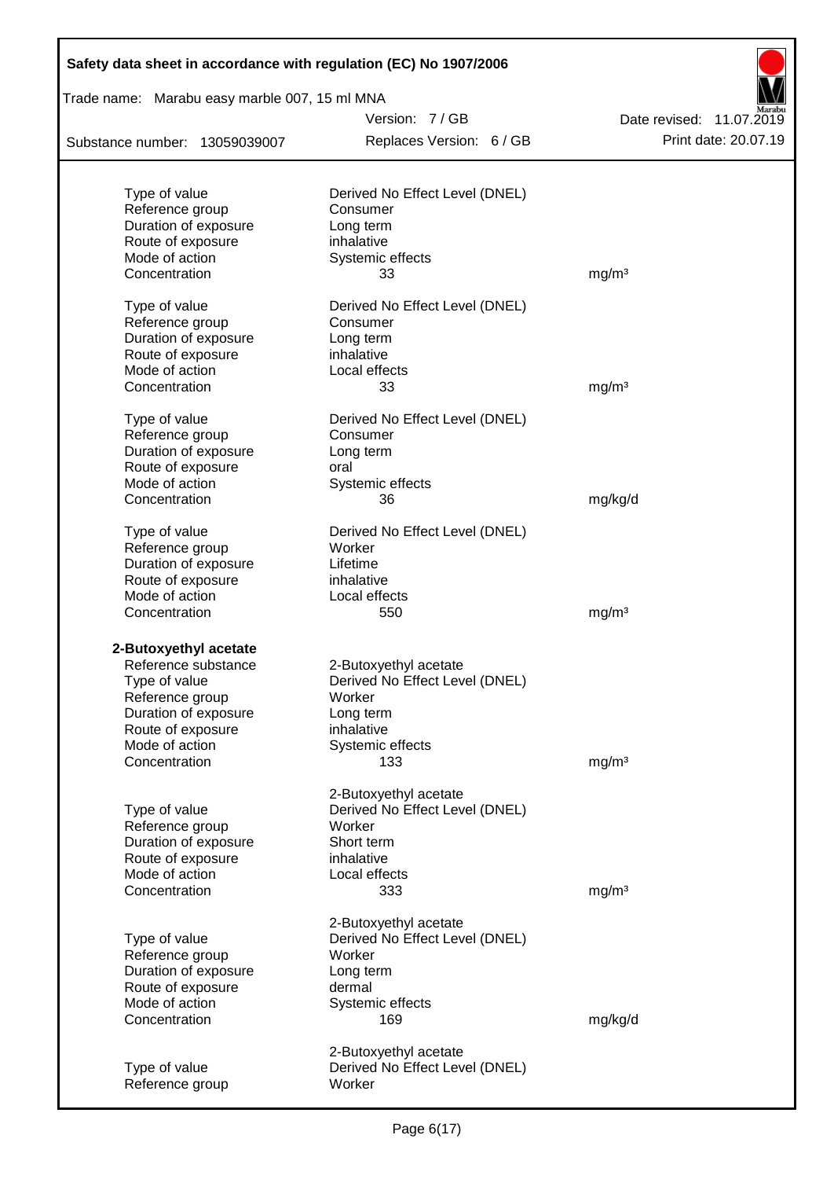| | | |
|---|---|---|
| Type of value | Derived No Effect Level (DNEL) | |
| Reference group | Consumer | |
| Duration of exposure | Long term | |
| Route of exposure | inhalative | |
| Mode of action | Systemic effects | |
| Concentration | 33 | mg/m³ |

| | | |
|---|---|---|
| Type of value | Derived No Effect Level (DNEL) | |
| Reference group | Consumer | |
| Duration of exposure | Long term | |
| Route of exposure | inhalative | |
| Mode of action | Local effects | |
| Concentration | 33 | mg/m³ |

| | | |
|---|---|---|
| Type of value | Derived No Effect Level (DNEL) | |
| Reference group | Consumer | |
| Duration of exposure | Long term | |
| Route of exposure | oral | |
| Mode of action | Systemic effects | |
| Concentration | 36 | mg/kg/d |

| | | |
|---|---|---|
| Type of value | Derived No Effect Level (DNEL) | |
| Reference group | Worker | |
| Duration of exposure | Lifetime | |
| Route of exposure | inhalative | |
| Mode of action | Local effects | |
| Concentration | 550 | mg/m³ |

**2-Butoxyethyl acetate**

| | | |
|---|---|---|
| Reference substance | 2-Butoxyethyl acetate | |
| Type of value | Derived No Effect Level (DNEL) | |
| Reference group | Worker | |
| Duration of exposure | Long term | |
| Route of exposure | inhalative | |
| Mode of action | Systemic effects | |
| Concentration | 133 | mg/m³ |

| | | |
|---|---|---|
| | 2-Butoxyethyl acetate | |
| Type of value | Derived No Effect Level (DNEL) | |
| Reference group | Worker | |
| Duration of exposure | Short term | |
| Route of exposure | inhalative | |
| Mode of action | Local effects | |
| Concentration | 333 | mg/m³ |

| | | |
|---|---|---|
| | 2-Butoxyethyl acetate | |
| Type of value | Derived No Effect Level (DNEL) | |
| Reference group | Worker | |
| Duration of exposure | Long term | |
| Route of exposure | dermal | |
| Mode of action | Systemic effects | |
| Concentration | 169 | mg/kg/d |

| | | |
|---|---|---|
| | 2-Butoxyethyl acetate | |
| Type of value | Derived No Effect Level (DNEL) | |
| Reference group | Worker | |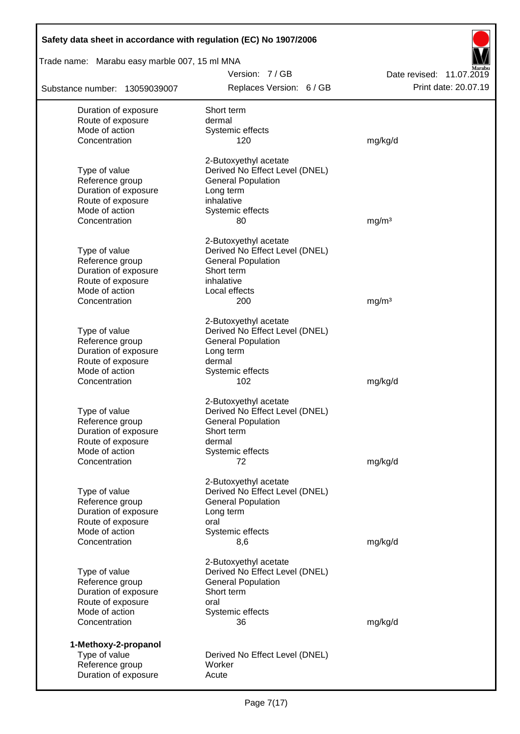| | | |
|---|---|---|
| Duration of exposure | Short term | |
| Route of exposure | dermal | |
| Mode of action | Systemic effects | |
| Concentration | 120 | mg/kg/d |

| | 2-Butoxyethyl acetate | |
|---|---|---|
| Type of value | Derived No Effect Level (DNEL) | |
| Reference group | General Population | |
| Duration of exposure | Long term | |
| Route of exposure | inhalative | |
| Mode of action | Systemic effects | |
| Concentration | 80 | mg/m³ |

| | 2-Butoxyethyl acetate | |
|---|---|---|
| Type of value | Derived No Effect Level (DNEL) | |
| Reference group | General Population | |
| Duration of exposure | Short term | |
| Route of exposure | inhalative | |
| Mode of action | Local effects | |
| Concentration | 200 | mg/m³ |

| | 2-Butoxyethyl acetate | |
|---|---|---|
| Type of value | Derived No Effect Level (DNEL) | |
| Reference group | General Population | |
| Duration of exposure | Long term | |
| Route of exposure | dermal | |
| Mode of action | Systemic effects | |
| Concentration | 102 | mg/kg/d |

| | 2-Butoxyethyl acetate | |
|---|---|---|
| Type of value | Derived No Effect Level (DNEL) | |
| Reference group | General Population | |
| Duration of exposure | Short term | |
| Route of exposure | dermal | |
| Mode of action | Systemic effects | |
| Concentration | 72 | mg/kg/d |

| | 2-Butoxyethyl acetate | |
|---|---|---|
| Type of value | Derived No Effect Level (DNEL) | |
| Reference group | General Population | |
| Duration of exposure | Long term | |
| Route of exposure | oral | |
| Mode of action | Systemic effects | |
| Concentration | 8,6 | mg/kg/d |

| | 2-Butoxyethyl acetate | |
|---|---|---|
| Type of value | Derived No Effect Level (DNEL) | |
| Reference group | General Population | |
| Duration of exposure | Short term | |
| Route of exposure | oral | |
| Mode of action | Systemic effects | |
| Concentration | 36 | mg/kg/d |

**1-Methoxy-2-propanol**

| | |
|---|---|
| Type of value | Derived No Effect Level (DNEL) |
| Reference group | Worker |
| Duration of exposure | Acute |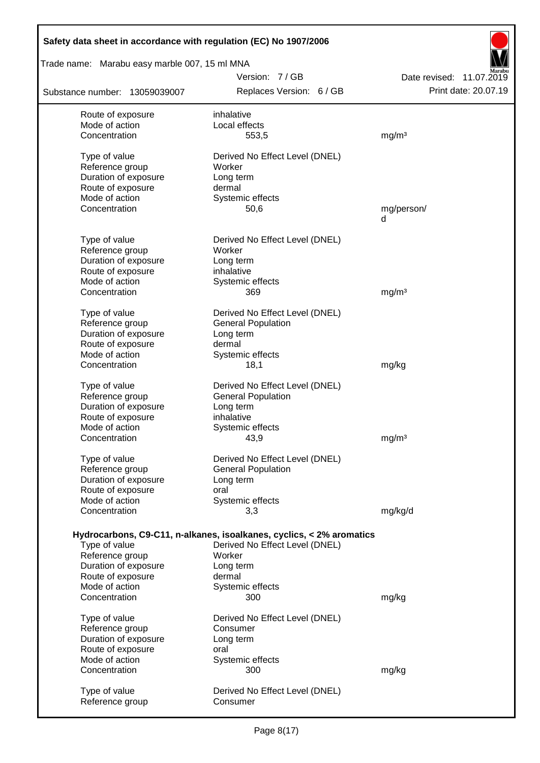| | | |
|---|---|---|
| Route of exposure | inhalative | |
| Mode of action | Local effects | |
| Concentration | 553,5 | mg/m³ |
| | | |
| Type of value | Derived No Effect Level (DNEL) | |
| Reference group | Worker | |
| Duration of exposure | Long term | |
| Route of exposure | dermal | |
| Mode of action | Systemic effects | |
| Concentration | 50,6 | mg/person/d |
| | | |
| Type of value | Derived No Effect Level (DNEL) | |
| Reference group | Worker | |
| Duration of exposure | Long term | |
| Route of exposure | inhalative | |
| Mode of action | Systemic effects | |
| Concentration | 369 | mg/m³ |
| | | |
| Type of value | Derived No Effect Level (DNEL) | |
| Reference group | General Population | |
| Duration of exposure | Long term | |
| Route of exposure | dermal | |
| Mode of action | Systemic effects | |
| Concentration | 18,1 | mg/kg |
| | | |
| Type of value | Derived No Effect Level (DNEL) | |
| Reference group | General Population | |
| Duration of exposure | Long term | |
| Route of exposure | inhalative | |
| Mode of action | Systemic effects | |
| Concentration | 43,9 | mg/m³ |
| | | |
| Type of value | Derived No Effect Level (DNEL) | |
| Reference group | General Population | |
| Duration of exposure | Long term | |
| Route of exposure | oral | |
| Mode of action | Systemic effects | |
| Concentration | 3,3 | mg/kg/d |

**Hydrocarbons, C9-C11, n-alkanes, isoalkanes, cyclics, < 2% aromatics**

| | | |
|---|---|---|
| Type of value | Derived No Effect Level (DNEL) | |
| Reference group | Worker | |
| Duration of exposure | Long term | |
| Route of exposure | dermal | |
| Mode of action | Systemic effects | |
| Concentration | 300 | mg/kg |
| | | |
| Type of value | Derived No Effect Level (DNEL) | |
| Reference group | Consumer | |
| Duration of exposure | Long term | |
| Route of exposure | oral | |
| Mode of action | Systemic effects | |
| Concentration | 300 | mg/kg |
| | | |
| Type of value | Derived No Effect Level (DNEL) | |
| Reference group | Consumer | |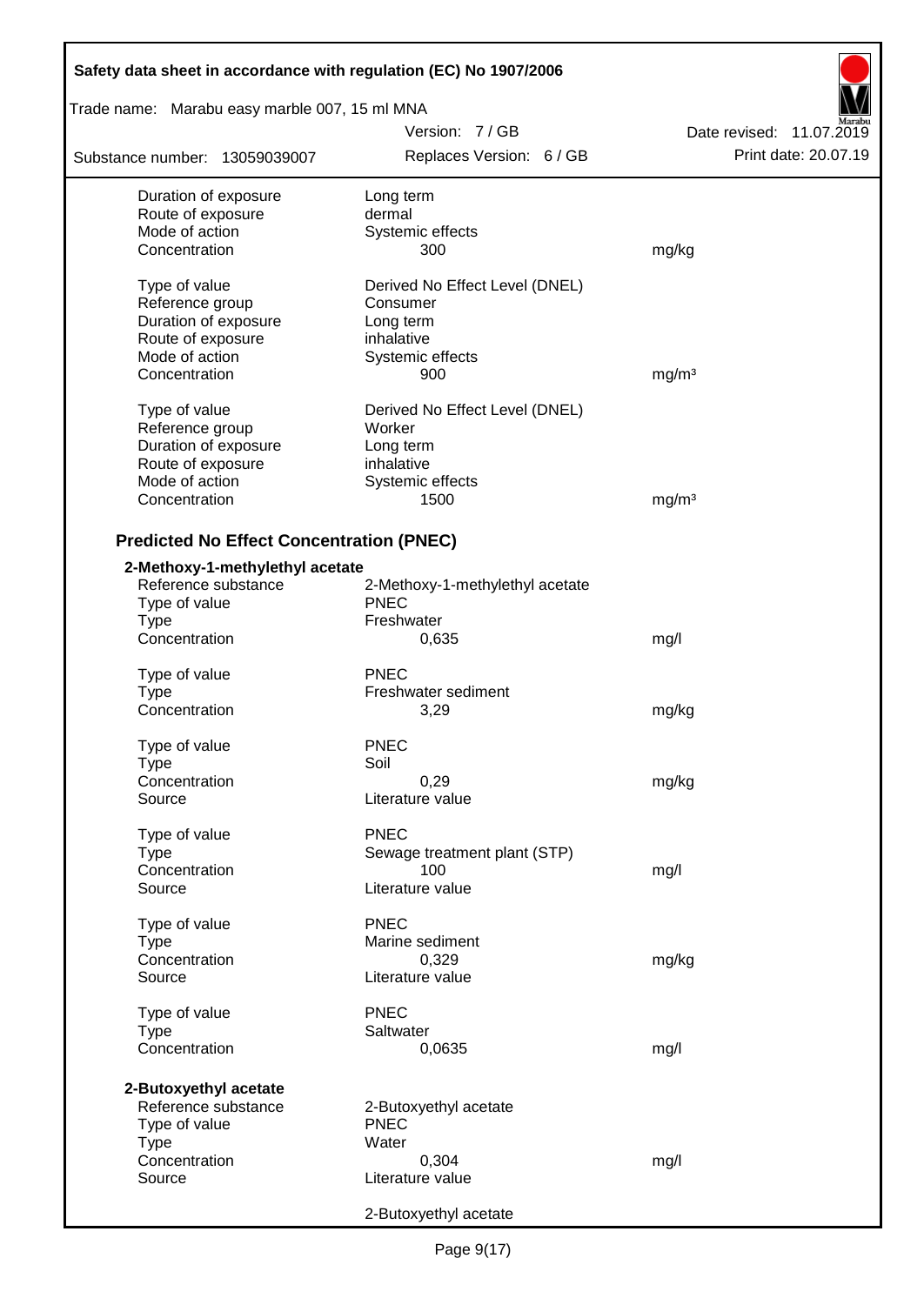| | | |
|---|---|---|
| Duration of exposure | Long term | |
| Route of exposure | dermal | |
| Mode of action | Systemic effects | |
| Concentration | 300 | mg/kg |
| | | |
| Type of value | Derived No Effect Level (DNEL) | |
| Reference group | Consumer | |
| Duration of exposure | Long term | |
| Route of exposure | inhalative | |
| Mode of action | Systemic effects | |
| Concentration | 900 | mg/m³ |
| | | |
| Type of value | Derived No Effect Level (DNEL) | |
| Reference group | Worker | |
| Duration of exposure | Long term | |
| Route of exposure | inhalative | |
| Mode of action | Systemic effects | |
| Concentration | 1500 | mg/m³ |

## Predicted No Effect Concentration (PNEC)

**2-Methoxy-1-methylethyl acetate**

| | | |
|---|---|---|
| Reference substance | 2-Methoxy-1-methylethyl acetate | |
| Type of value | PNEC | |
| Type | Freshwater | |
| Concentration | 0,635 | mg/l |
| | | |
| Type of value | PNEC | |
| Type | Freshwater sediment | |
| Concentration | 3,29 | mg/kg |
| | | |
| Type of value | PNEC | |
| Type | Soil | |
| Concentration | 0,29 | mg/kg |
| Source | Literature value | |
| | | |
| Type of value | PNEC | |
| Type | Sewage treatment plant (STP) | |
| Concentration | 100 | mg/l |
| Source | Literature value | |
| | | |
| Type of value | PNEC | |
| Type | Marine sediment | |
| Concentration | 0,329 | mg/kg |
| Source | Literature value | |
| | | |
| Type of value | PNEC | |
| Type | Saltwater | |
| Concentration | 0,0635 | mg/l |

**2-Butoxyethyl acetate**

| | | |
|---|---|---|
| Reference substance | 2-Butoxyethyl acetate | |
| Type of value | PNEC | |
| Type | Water | |
| Concentration | 0,304 | mg/l |
| Source | Literature value | |
| | | |
| | 2-Butoxyethyl acetate | |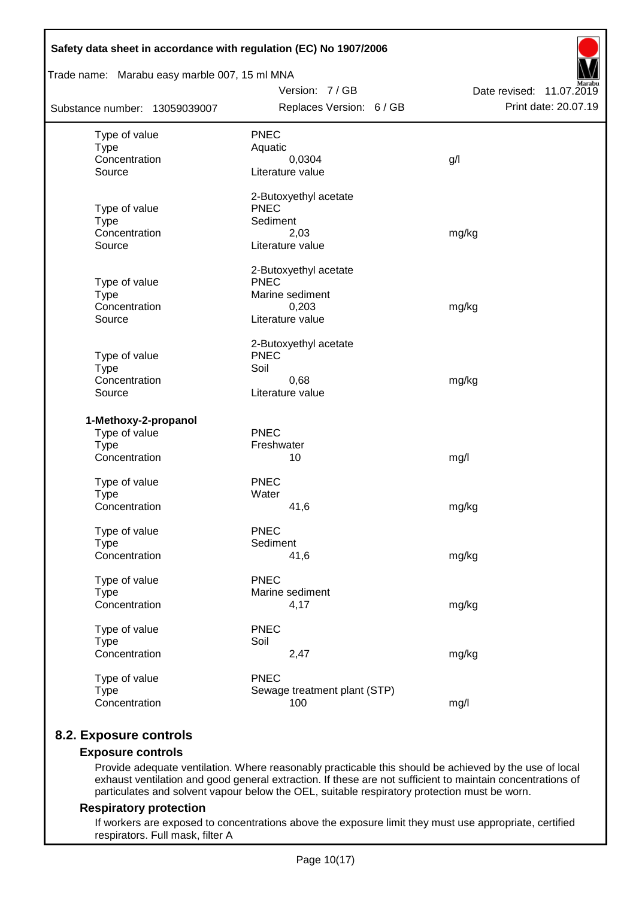| | | |
|---|---|---|
| Type of value | PNEC | |
| Type | Aquatic | |
| Concentration | 0,0304 | g/l |
| Source | Literature value | |
| | | |
| | 2-Butoxyethyl acetate | |
| Type of value | PNEC | |
| Type | Sediment | |
| Concentration | 2,03 | mg/kg |
| Source | Literature value | |
| | | |
| | 2-Butoxyethyl acetate | |
| Type of value | PNEC | |
| Type | Marine sediment | |
| Concentration | 0,203 | mg/kg |
| Source | Literature value | |
| | | |
| | 2-Butoxyethyl acetate | |
| Type of value | PNEC | |
| Type | Soil | |
| Concentration | 0,68 | mg/kg |
| Source | Literature value | |

**1-Methoxy-2-propanol**

| | | |
|---|---|---|
| Type of value | PNEC | |
| Type | Freshwater | |
| Concentration | 10 | mg/l |
| | | |
| Type of value | PNEC | |
| Type | Water | |
| Concentration | 41,6 | mg/kg |
| | | |
| Type of value | PNEC | |
| Type | Sediment | |
| Concentration | 41,6 | mg/kg |
| | | |
| Type of value | PNEC | |
| Type | Marine sediment | |
| Concentration | 4,17 | mg/kg |
| | | |
| Type of value | PNEC | |
| Type | Soil | |
| Concentration | 2,47 | mg/kg |
| | | |
| Type of value | PNEC | |
| Type | Sewage treatment plant (STP) | |
| Concentration | 100 | mg/l |

## 8.2. Exposure controls

### Exposure controls

Provide adequate ventilation. Where reasonably practicable this should be achieved by the use of local exhaust ventilation and good general extraction. If these are not sufficient to maintain concentrations of particulates and solvent vapour below the OEL, suitable respiratory protection must be worn.

### Respiratory protection

If workers are exposed to concentrations above the exposure limit they must use appropriate, certified respirators. Full mask, filter A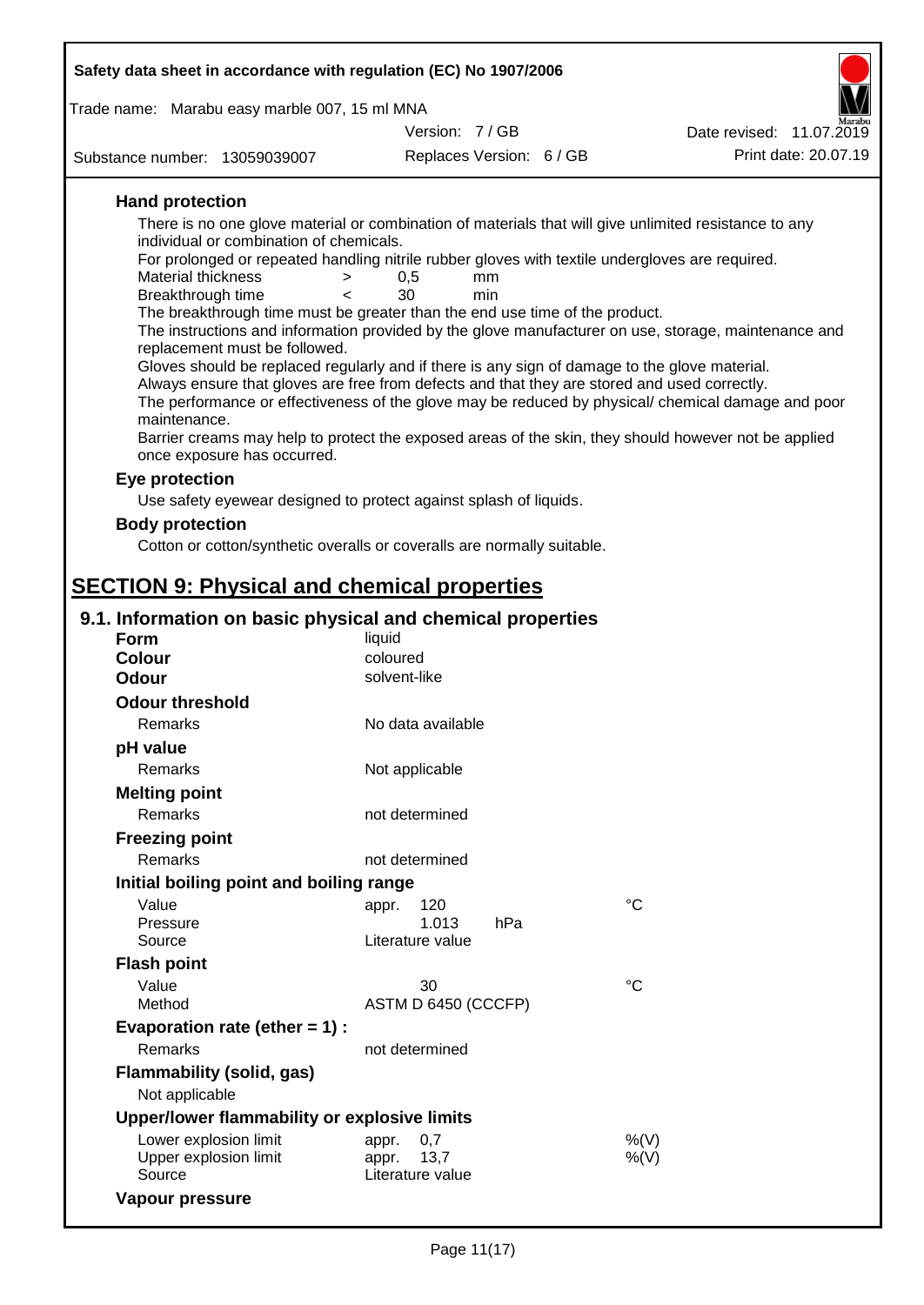### Hand protection

There is no one glove material or combination of materials that will give unlimited resistance to any individual or combination of chemicals.

For prolonged or repeated handling nitrile rubber gloves with textile undergloves are required.

| | | | |
|---|---|---|---|
| Material thickness | > | 0,5 | mm |
| Breakthrough time | < | 30 | min |

The breakthrough time must be greater than the end use time of the product.

The instructions and information provided by the glove manufacturer on use, storage, maintenance and replacement must be followed.

Gloves should be replaced regularly and if there is any sign of damage to the glove material.

Always ensure that gloves are free from defects and that they are stored and used correctly.

The performance or effectiveness of the glove may be reduced by physical/ chemical damage and poor maintenance.

Barrier creams may help to protect the exposed areas of the skin, they should however not be applied once exposure has occurred.

### Eye protection

Use safety eyewear designed to protect against splash of liquids.

### Body protection

Cotton or cotton/synthetic overalls or coveralls are normally suitable.

# SECTION 9: Physical and chemical properties

## 9.1. Information on basic physical and chemical properties

**Form** liquid

**Colour** coloured

**Odour** solvent-like

**Odour threshold**

Remarks: No data available

**pH value**

Remarks: Not applicable

**Melting point**

Remarks: not determined

**Freezing point**

Remarks: not determined

**Initial boiling point and boiling range**

| | | |
|---|---|---|
| Value | appr. 120 | °C |
| Pressure | 1.013 hPa | |
| Source | Literature value | |

**Flash point**

| | | |
|---|---|---|
| Value | 30 | °C |
| Method | ASTM D 6450 (CCCFP) | |

**Evaporation rate (ether = 1) :**

Remarks: not determined

**Flammability (solid, gas)**

Not applicable

**Upper/lower flammability or explosive limits**

| | | |
|---|---|---|
| Lower explosion limit | appr. 0,7 | %(V) |
| Upper explosion limit | appr. 13,7 | %(V) |
| Source | Literature value | |

**Vapour pressure**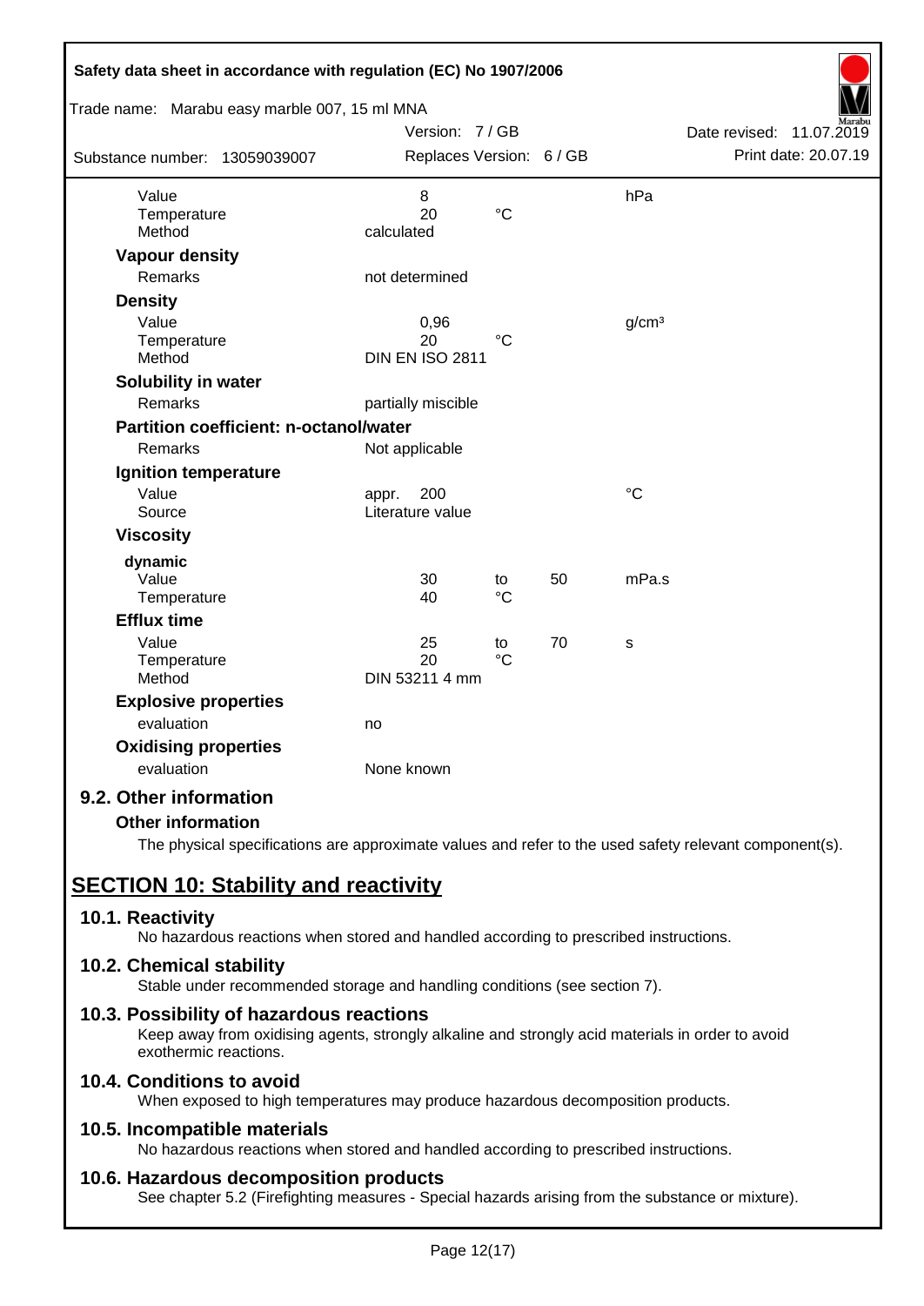| | | | | |
|---|---|---|---|---|
| Value | 8 | | | hPa |
| Temperature | 20 | °C | | |
| Method | calculated | | | |
| **Vapour density** | | | | |
| Remarks | not determined | | | |
| **Density** | | | | |
| Value | 0,96 | | | g/cm³ |
| Temperature | 20 | °C | | |
| Method | DIN EN ISO 2811 | | | |
| **Solubility in water** | | | | |
| Remarks | partially miscible | | | |
| **Partition coefficient: n-octanol/water** | | | | |
| Remarks | Not applicable | | | |
| **Ignition temperature** | | | | |
| Value | appr. 200 | | | °C |
| Source | Literature value | | | |
| **Viscosity** | | | | |
| **dynamic** | | | | |
| Value | 30 | to | 50 | mPa.s |
| Temperature | 40 | °C | | |
| **Efflux time** | | | | |
| Value | 25 | to | 70 | s |
| Temperature | 20 | °C | | |
| Method | DIN 53211 4 mm | | | |
| **Explosive properties** | | | | |
| evaluation | no | | | |
| **Oxidising properties** | | | | |
| evaluation | None known | | | |

## 9.2. Other information

### Other information

The physical specifications are approximate values and refer to the used safety relevant component(s).

# SECTION 10: Stability and reactivity

## 10.1. Reactivity

No hazardous reactions when stored and handled according to prescribed instructions.

## 10.2. Chemical stability

Stable under recommended storage and handling conditions (see section 7).

## 10.3. Possibility of hazardous reactions

Keep away from oxidising agents, strongly alkaline and strongly acid materials in order to avoid exothermic reactions.

## 10.4. Conditions to avoid

When exposed to high temperatures may produce hazardous decomposition products.

## 10.5. Incompatible materials

No hazardous reactions when stored and handled according to prescribed instructions.

## 10.6. Hazardous decomposition products

See chapter 5.2 (Firefighting measures - Special hazards arising from the substance or mixture).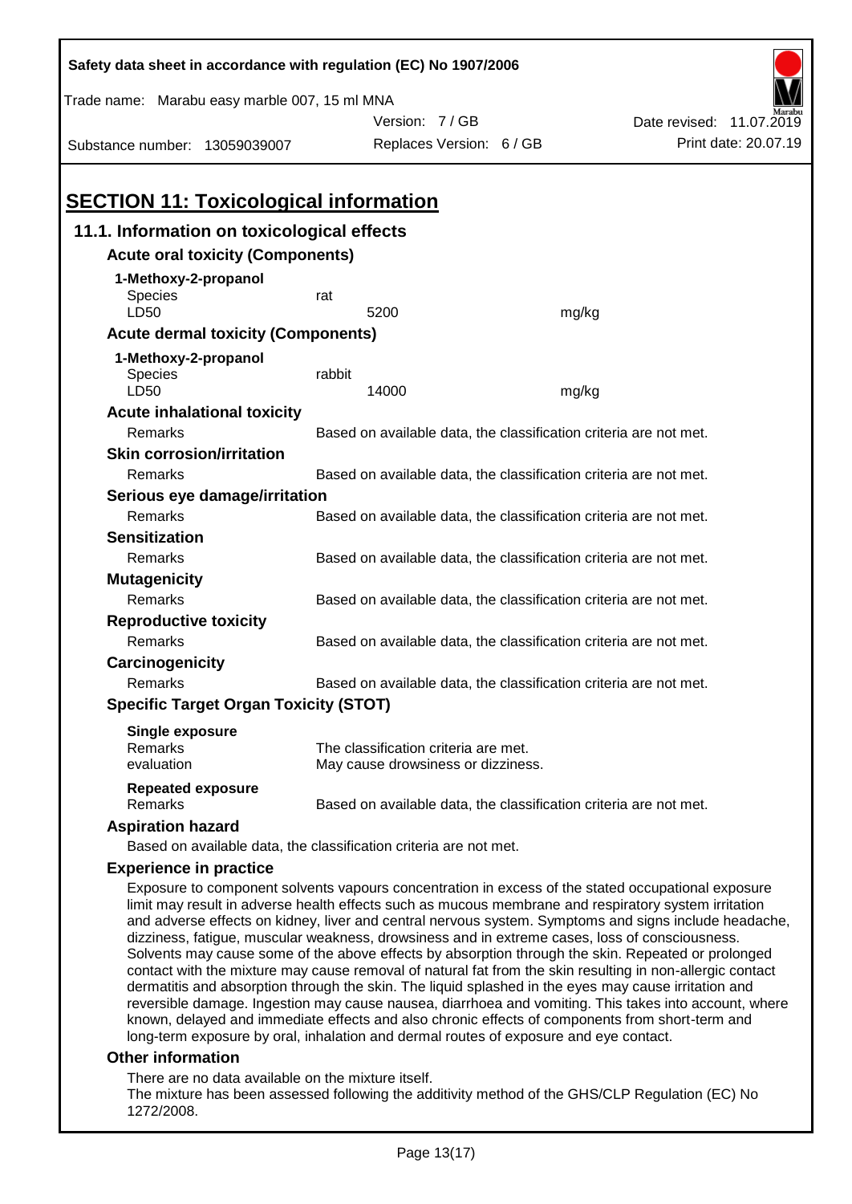# SECTION 11: Toxicological information

## 11.1. Information on toxicological effects

### Acute oral toxicity (Components)

**1-Methoxy-2-propanol**

| | | |
|---|---|---|
| Species | rat | |
| LD50 | 5200 | mg/kg |

### Acute dermal toxicity (Components)

**1-Methoxy-2-propanol**

| | | |
|---|---|---|
| Species | rabbit | |
| LD50 | 14000 | mg/kg |

### Acute inhalational toxicity

Remarks: Based on available data, the classification criteria are not met.

### Skin corrosion/irritation

Remarks: Based on available data, the classification criteria are not met.

### Serious eye damage/irritation

Remarks: Based on available data, the classification criteria are not met.

### Sensitization

Remarks: Based on available data, the classification criteria are not met.

### Mutagenicity

Remarks: Based on available data, the classification criteria are not met.

### Reproductive toxicity

Remarks: Based on available data, the classification criteria are not met.

### Carcinogenicity

Remarks: Based on available data, the classification criteria are not met.

### Specific Target Organ Toxicity (STOT)

**Single exposure**

Remarks: The classification criteria are met.
evaluation: May cause drowsiness or dizziness.

**Repeated exposure**

Remarks: Based on available data, the classification criteria are not met.

### Aspiration hazard

Based on available data, the classification criteria are not met.

### Experience in practice

Exposure to component solvents vapours concentration in excess of the stated occupational exposure limit may result in adverse health effects such as mucous membrane and respiratory system irritation and adverse effects on kidney, liver and central nervous system. Symptoms and signs include headache, dizziness, fatigue, muscular weakness, drowsiness and in extreme cases, loss of consciousness. Solvents may cause some of the above effects by absorption through the skin. Repeated or prolonged contact with the mixture may cause removal of natural fat from the skin resulting in non-allergic contact dermatitis and absorption through the skin. The liquid splashed in the eyes may cause irritation and reversible damage. Ingestion may cause nausea, diarrhoea and vomiting. This takes into account, where known, delayed and immediate effects and also chronic effects of components from short-term and long-term exposure by oral, inhalation and dermal routes of exposure and eye contact.

### Other information

There are no data available on the mixture itself.
The mixture has been assessed following the additivity method of the GHS/CLP Regulation (EC) No 1272/2008.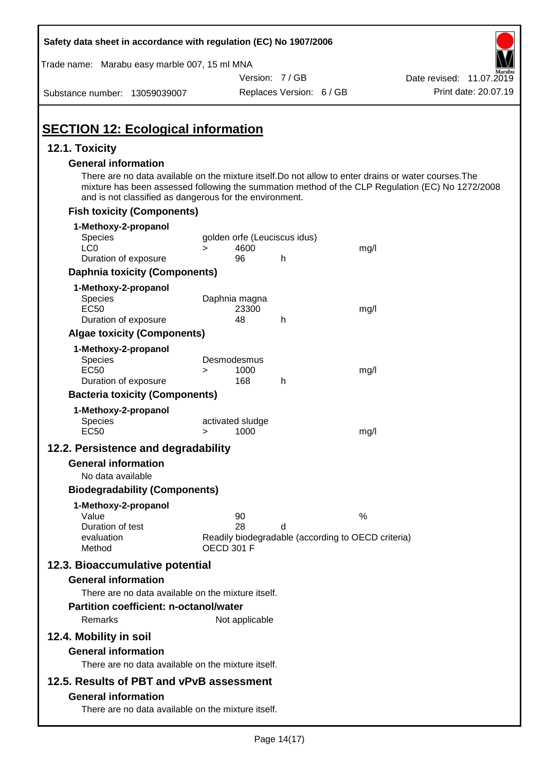## SECTION 12: Ecological information

### 12.1. Toxicity

**General information**

There are no data available on the mixture itself.Do not allow to enter drains or water courses.The mixture has been assessed following the summation method of the CLP Regulation (EC) No 1272/2008 and is not classified as dangerous for the environment.

**Fish toxicity (Components)**

| 1-Methoxy-2-propanol | | | | |
|---|---|---|---|---|
| Species | golden orfe (Leuciscus idus) | | | |
| LC0 | > | 4600 | | mg/l |
| Duration of exposure | | 96 | h | |

**Daphnia toxicity (Components)**

| 1-Methoxy-2-propanol | | | | |
|---|---|---|---|---|
| Species | Daphnia magna | | | |
| EC50 | | 23300 | | mg/l |
| Duration of exposure | | 48 | h | |

**Algae toxicity (Components)**

| 1-Methoxy-2-propanol | | | | |
|---|---|---|---|---|
| Species | Desmodesmus | | | |
| EC50 | > | 1000 | | mg/l |
| Duration of exposure | | 168 | h | |

**Bacteria toxicity (Components)**

| 1-Methoxy-2-propanol | | | | |
|---|---|---|---|---|
| Species | activated sludge | | | |
| EC50 | > | 1000 | | mg/l |

### 12.2. Persistence and degradability

**General information**

No data available

**Biodegradability (Components)**

| 1-Methoxy-2-propanol | | | |
|---|---|---|---|
| Value | 90 | | % |
| Duration of test | 28 | d | |
| evaluation | Readily biodegradable (according to OECD criteria) | | |
| Method | OECD 301 F | | |

### 12.3. Bioaccumulative potential

**General information**

There are no data available on the mixture itself.

**Partition coefficient: n-octanol/water**

Remarks Not applicable

### 12.4. Mobility in soil

**General information**

There are no data available on the mixture itself.

### 12.5. Results of PBT and vPvB assessment

**General information**

There are no data available on the mixture itself.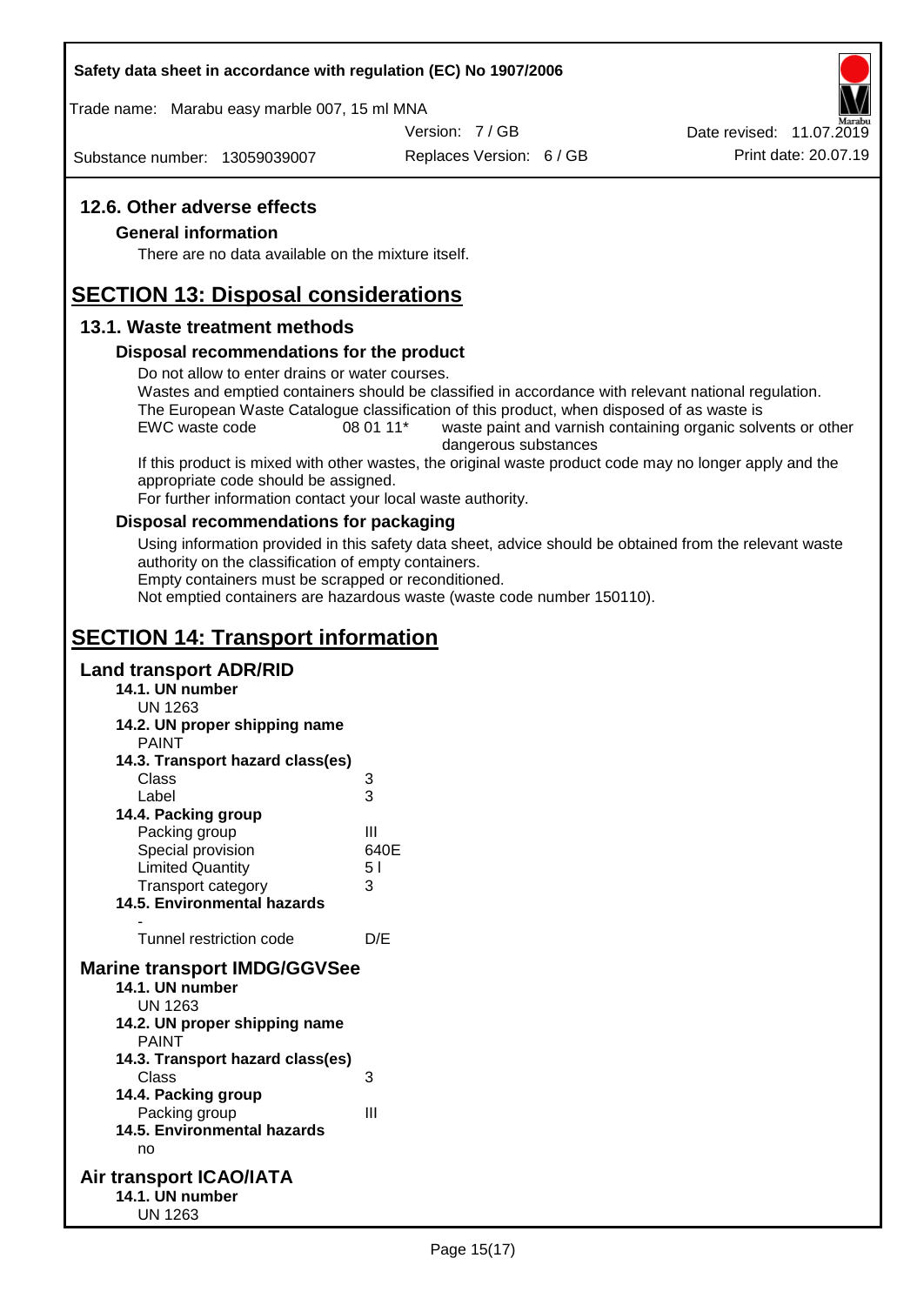### 12.6. Other adverse effects

**General information**

There are no data available on the mixture itself.

## SECTION 13: Disposal considerations

### 13.1. Waste treatment methods

**Disposal recommendations for the product**

Do not allow to enter drains or water courses.
Wastes and emptied containers should be classified in accordance with relevant national regulation.
The European Waste Catalogue classification of this product, when disposed of as waste is

| EWC waste code | 08 01 11* | waste paint and varnish containing organic solvents or other dangerous substances |
|---|---|---|

If this product is mixed with other wastes, the original waste product code may no longer apply and the appropriate code should be assigned.
For further information contact your local waste authority.

**Disposal recommendations for packaging**

Using information provided in this safety data sheet, advice should be obtained from the relevant waste authority on the classification of empty containers.
Empty containers must be scrapped or reconditioned.
Not emptied containers are hazardous waste (waste code number 150110).

## SECTION 14: Transport information

### Land transport ADR/RID

**14.1. UN number**
UN 1263

**14.2. UN proper shipping name**
PAINT

**14.3. Transport hazard class(es)**

| | |
|---|---|
| Class | 3 |
| Label | 3 |

**14.4. Packing group**

| | |
|---|---|
| Packing group | III |
| Special provision | 640E |
| Limited Quantity | 5 l |
| Transport category | 3 |

**14.5. Environmental hazards**
-

| | |
|---|---|
| Tunnel restriction code | D/E |

### Marine transport IMDG/GGVSee

**14.1. UN number**
UN 1263

**14.2. UN proper shipping name**
PAINT

**14.3. Transport hazard class(es)**

| | |
|---|---|
| Class | 3 |

**14.4. Packing group**

| | |
|---|---|
| Packing group | III |

**14.5. Environmental hazards**
no

### Air transport ICAO/IATA

**14.1. UN number**
UN 1263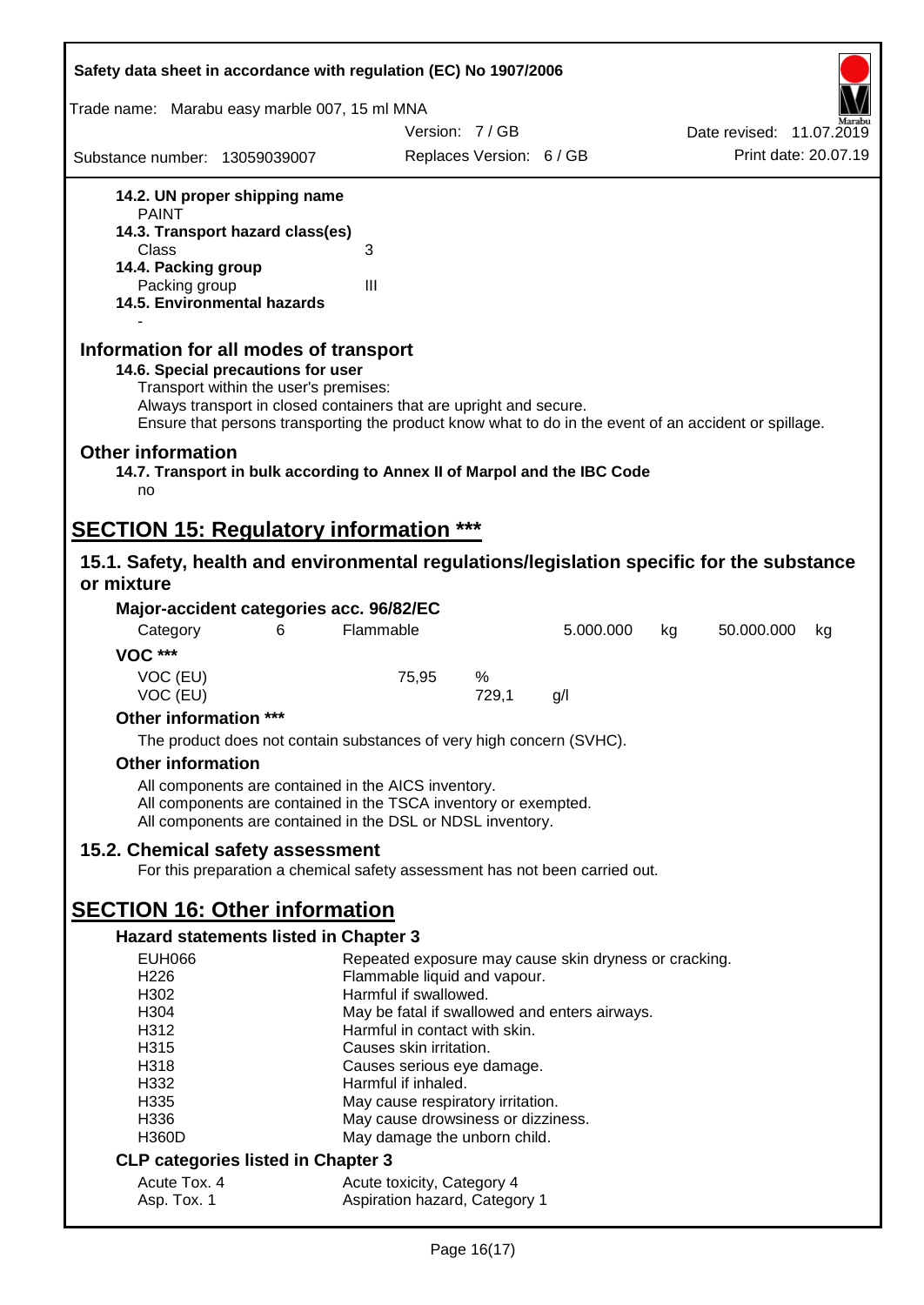**14.2. UN proper shipping name**
PAINT
**14.3. Transport hazard class(es)**
Class 3
**14.4. Packing group**
Packing group III
**14.5. Environmental hazards**
-

## Information for all modes of transport

**14.6. Special precautions for user**
Transport within the user's premises:
Always transport in closed containers that are upright and secure.
Ensure that persons transporting the product know what to do in the event of an accident or spillage.

## Other information

**14.7. Transport in bulk according to Annex II of Marpol and the IBC Code**
no

# SECTION 15: Regulatory information ***

## 15.1. Safety, health and environmental regulations/legislation specific for the substance or mixture

**Major-accident categories acc. 96/82/EC**

| Category | 6 | Flammable | 5.000.000 | kg | 50.000.000 | kg |
|---|---|---|---|---|---|---|

**VOC *****

| | | | |
|---|---|---|---|
| VOC (EU) | 75,95 | % | |
| VOC (EU) | | 729,1 | g/l |

**Other information *****

The product does not contain substances of very high concern (SVHC).

**Other information**

All components are contained in the AICS inventory.
All components are contained in the TSCA inventory or exempted.
All components are contained in the DSL or NDSL inventory.

## 15.2. Chemical safety assessment

For this preparation a chemical safety assessment has not been carried out.

# SECTION 16: Other information

**Hazard statements listed in Chapter 3**

| | |
|---|---|
| EUH066 | Repeated exposure may cause skin dryness or cracking. |
| H226 | Flammable liquid and vapour. |
| H302 | Harmful if swallowed. |
| H304 | May be fatal if swallowed and enters airways. |
| H312 | Harmful in contact with skin. |
| H315 | Causes skin irritation. |
| H318 | Causes serious eye damage. |
| H332 | Harmful if inhaled. |
| H335 | May cause respiratory irritation. |
| H336 | May cause drowsiness or dizziness. |
| H360D | May damage the unborn child. |

**CLP categories listed in Chapter 3**

| | |
|---|---|
| Acute Tox. 4 | Acute toxicity, Category 4 |
| Asp. Tox. 1 | Aspiration hazard, Category 1 |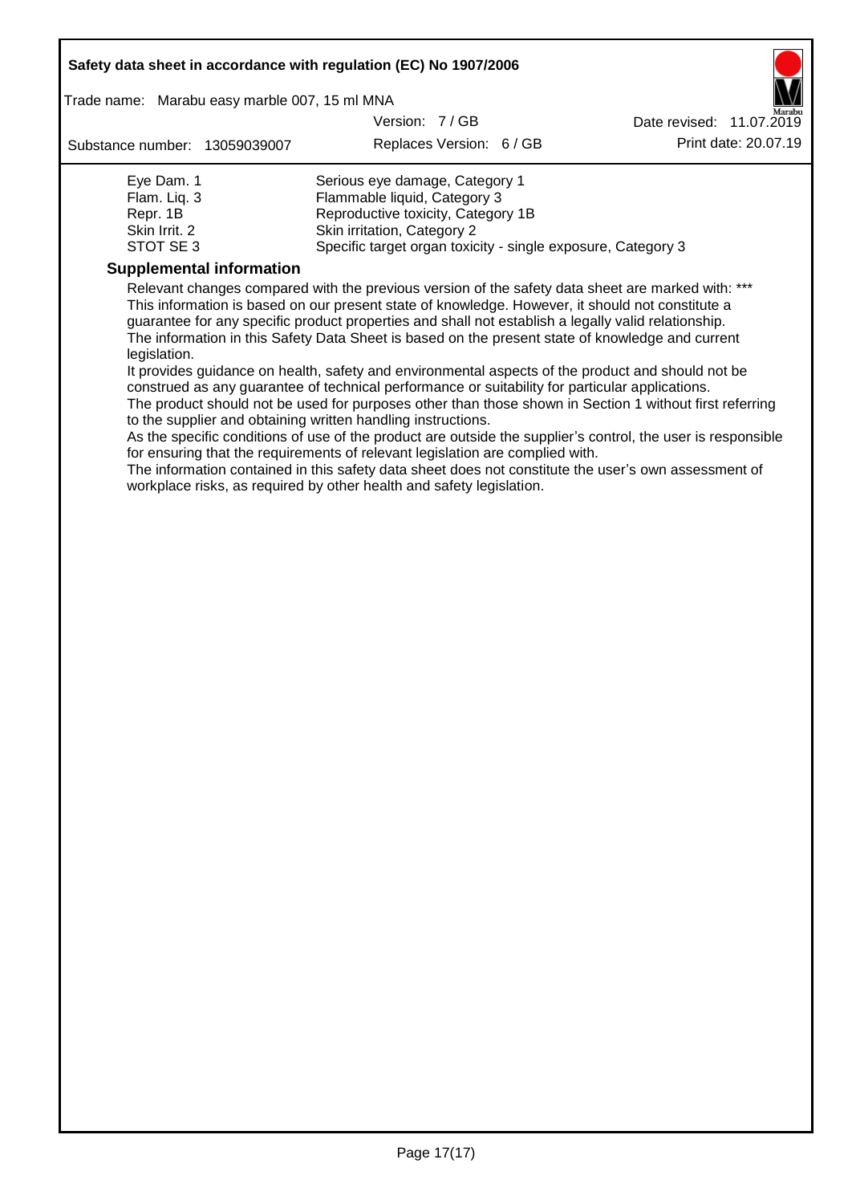| | |
|---|---|
| Eye Dam. 1 | Serious eye damage, Category 1 |
| Flam. Liq. 3 | Flammable liquid, Category 3 |
| Repr. 1B | Reproductive toxicity, Category 1B |
| Skin Irrit. 2 | Skin irritation, Category 2 |
| STOT SE 3 | Specific target organ toxicity - single exposure, Category 3 |

## Supplemental information

Relevant changes compared with the previous version of the safety data sheet are marked with: ***
This information is based on our present state of knowledge. However, it should not constitute a guarantee for any specific product properties and shall not establish a legally valid relationship.
The information in this Safety Data Sheet is based on the present state of knowledge and current legislation.
It provides guidance on health, safety and environmental aspects of the product and should not be construed as any guarantee of technical performance or suitability for particular applications.
The product should not be used for purposes other than those shown in Section 1 without first referring to the supplier and obtaining written handling instructions.
As the specific conditions of use of the product are outside the supplier's control, the user is responsible for ensuring that the requirements of relevant legislation are complied with.
The information contained in this safety data sheet does not constitute the user's own assessment of workplace risks, as required by other health and safety legislation.